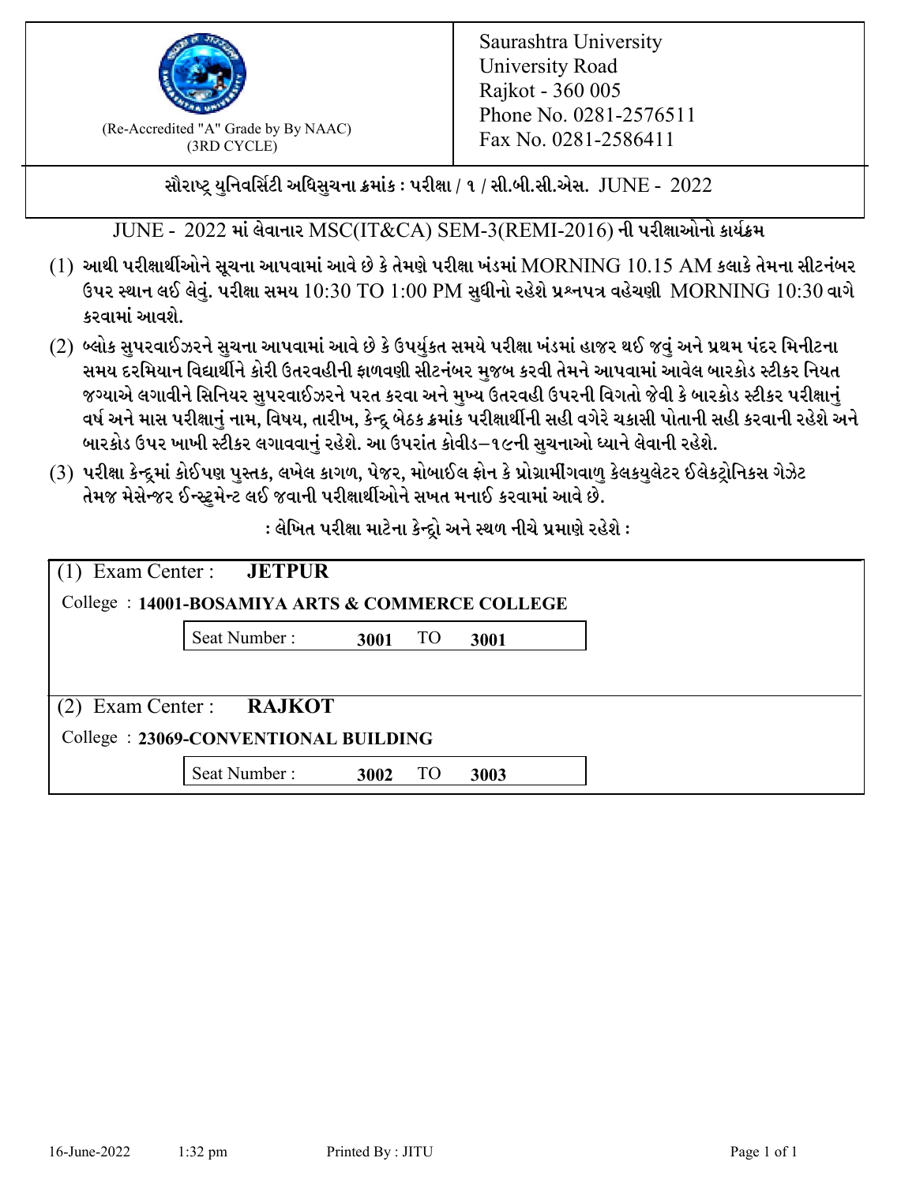(Re-Accredited "A" Grade by By NAAC)
(3RD CYCLE)

Saurashtra University
University Road
Rajkot - 360 005
Phone No. 0281-2576511
Fax No. 0281-2586411

**સૌરાષ્ટ્ર યુનિવર્સિટી અધિસુચના ક્રમાંક : પરીક્ષા / ૧ / સી.બી.સી.એસ. JUNE - 2022**

JUNE - 2022 માં લેવાનાર MSC(IT&CA) SEM-3(REMI-2016) ની પરીક્ષાઓનો કાર્યક્રમ

(1) આથી પરીક્ષાર્થીઓને સૂચના આપવામાં આવે છે કે તેમણે પરીક્ષા ખંડમાં MORNING 10.15 AM કલાકે તેમના સીટનંબર ઉપર સ્થાન લઈ લેવું. પરીક્ષા સમય 10:30 TO 1:00 PM સુધીનો રહેશે પ્રશ્નપત્ર વહેચણી MORNING 10:30 વાગે કરવામાં આવશે.

(2) બ્લોક સુપરવાઈઝરને સુચના આપવામાં આવે છે કે ઉપર્યુકત સમયે પરીક્ષા ખંડમાં હાજર થઈ જવું અને પ્રથમ પંદર મિનીટના સમય દરમિયાન વિદ્યાર્થીને કોરી ઉતરવહીની ફાળવણી સીટનંબર મુજબ કરવી તેમને આપવામાં આવેલ બારકોડ સ્ટીકર નિયત જગ્યાએ લગાવીને સિનિયર સુપરવાઈઝરને પરત કરવા અને મુખ્ય ઉતરવહી ઉપરની વિગતો જેવી કે બારકોડ સ્ટીકર પરીક્ષાનું વર્ષ અને માસ પરીક્ષાનું નામ, વિષય, તારીખ, કેન્દ્ર બેઠક ક્રમાંક પરીક્ષાર્થીની સહી વગેરે ચકાસી પોતાની સહી કરવાની રહેશે અને બારકોડ ઉપર ખાખી સ્ટીકર લગાવવાનું રહેશે. આ ઉપરાંત કોવીડ–૧૯ની સુચનાઓ ધ્યાને લેવાની રહેશે.

(3) પરીક્ષા કેન્દ્રમાં કોઈપણ પુસ્તક, લખેલ કાગળ, પેજર, મોબાઈલ ફોન કે પ્રોગ્રામીંગવાળુ કેલકયુલેટર ઈલેકટ્રોનિકસ ગેઝેટ તેમજ મેસેન્જર ઈન્સ્ટ્રુમેન્ટ લઈ જવાની પરીક્ષાર્થીઓને સખત મનાઈ કરવામાં આવે છે.

**: લેખિત પરીક્ષા માટેના કેન્દ્રો અને સ્થળ નીચે પ્રમાણે રહેશે :**

(1) Exam Center : **JETPUR**

College : **14001-BOSAMIYA ARTS & COMMERCE COLLEGE**

Seat Number : **3001** TO **3001**

(2) Exam Center : **RAJKOT**

College : **23069-CONVENTIONAL BUILDING**

Seat Number : **3002** TO **3003**

16-June-2022 1:32 pm Printed By : JITU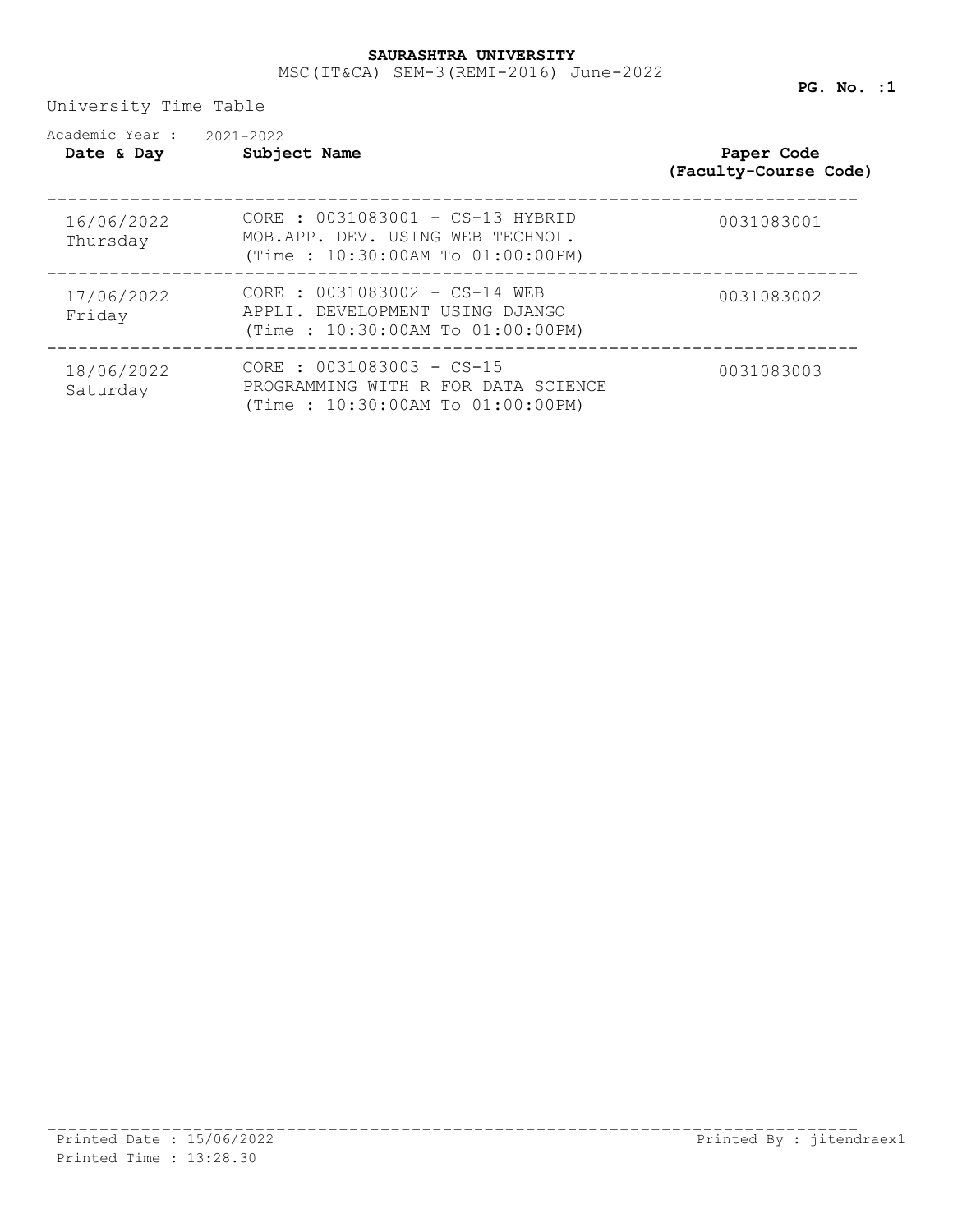**SAURASHTRA UNIVERSITY**

MSC(IT&CA) SEM-3(REMI-2016) June-2022

University Time Table

Academic Year : 2021-2022

| Date & Day | Subject Name | Paper Code (Faculty-Course Code) |
|---|---|---|
| 16/06/2022 Thursday | CORE : 0031083001 - CS-13 HYBRID MOB.APP. DEV. USING WEB TECHNOL. (Time : 10:30:00AM To 01:00:00PM) | 0031083001 |
| 17/06/2022 Friday | CORE : 0031083002 - CS-14 WEB APPLI. DEVELOPMENT USING DJANGO (Time : 10:30:00AM To 01:00:00PM) | 0031083002 |
| 18/06/2022 Saturday | CORE : 0031083003 - CS-15 PROGRAMMING WITH R FOR DATA SCIENCE (Time : 10:30:00AM To 01:00:00PM) | 0031083003 |

Printed Date : 15/06/2022

Printed Time : 13:28.30

Printed By : jitendraex1